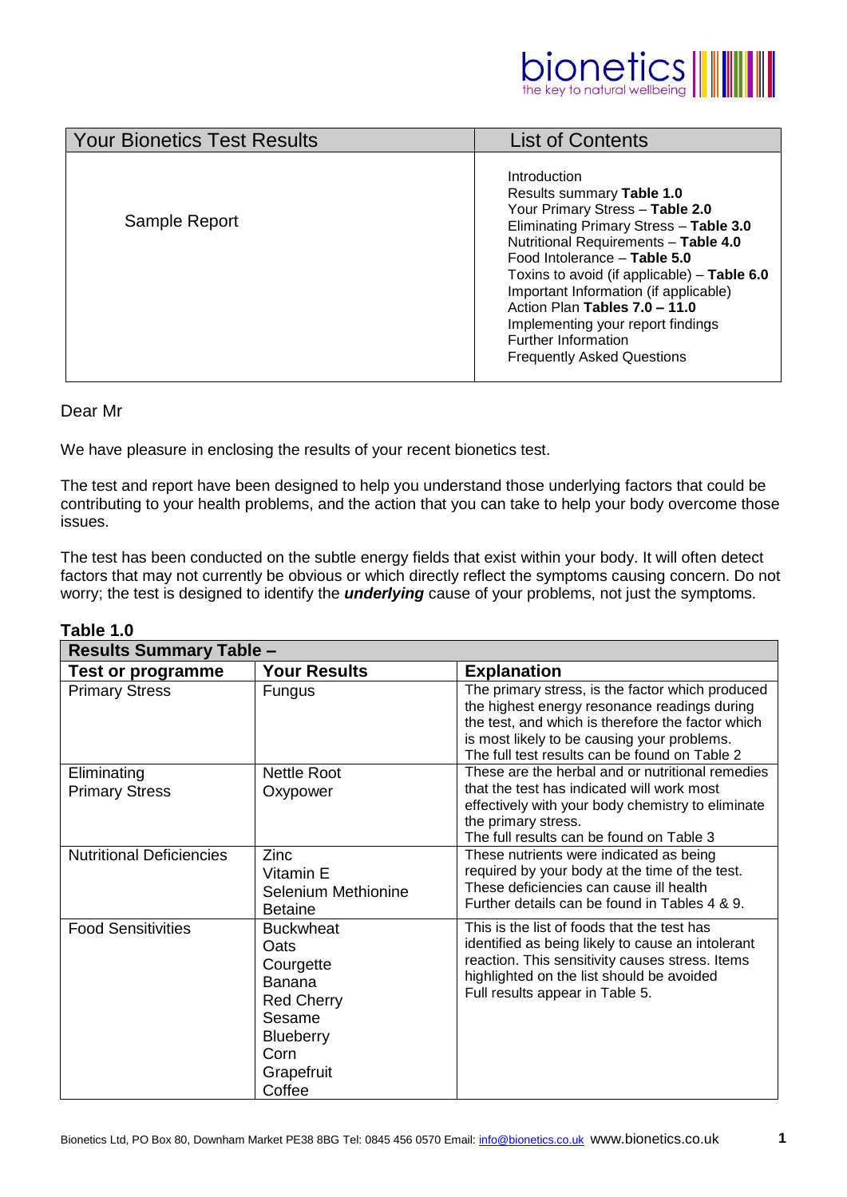| Your Bionetics Test Results | List of Contents |
|---|---|
| Sample Report | Introduction<br>Results summary **Table 1.0**<br>Your Primary Stress – **Table 2.0**<br>Eliminating Primary Stress – **Table 3.0**<br>Nutritional Requirements – **Table 4.0**<br>Food Intolerance – **Table 5.0**<br>Toxins to avoid (if applicable) – **Table 6.0**<br>Important Information (if applicable)<br>Action Plan **Tables 7.0 – 11.0**<br>Implementing your report findings<br>Further Information<br>Frequently Asked Questions |

Dear Mr

We have pleasure in enclosing the results of your recent bionetics test.

The test and report have been designed to help you understand those underlying factors that could be contributing to your health problems, and the action that you can take to help your body overcome those issues.

The test has been conducted on the subtle energy fields that exist within your body. It will often detect factors that may not currently be obvious or which directly reflect the symptoms causing concern. Do not worry; the test is designed to identify the ***underlying*** cause of your problems, not just the symptoms.

**Table 1.0**

| **Results Summary Table –** | | |
|---|---|---|
| **Test or programme** | **Your Results** | **Explanation** |
| Primary Stress | Fungus | The primary stress, is the factor which produced the highest energy resonance readings during the test, and which is therefore the factor which is most likely to be causing your problems.<br>The full test results can be found on Table 2 |
| Eliminating Primary Stress | Nettle Root<br>Oxypower | These are the herbal and or nutritional remedies that the test has indicated will work most effectively with your body chemistry to eliminate the primary stress.<br>The full results can be found on Table 3 |
| Nutritional Deficiencies | Zinc<br>Vitamin E<br>Selenium Methionine<br>Betaine | These nutrients were indicated as being required by your body at the time of the test. These deficiencies can cause ill health<br>Further details can be found in Tables 4 & 9. |
| Food Sensitivities | Buckwheat<br>Oats<br>Courgette<br>Banana<br>Red Cherry<br>Sesame<br>Blueberry<br>Corn<br>Grapefruit<br>Coffee | This is the list of foods that the test has identified as being likely to cause an intolerant reaction. This sensitivity causes stress. Items highlighted on the list should be avoided<br>Full results appear in Table 5. |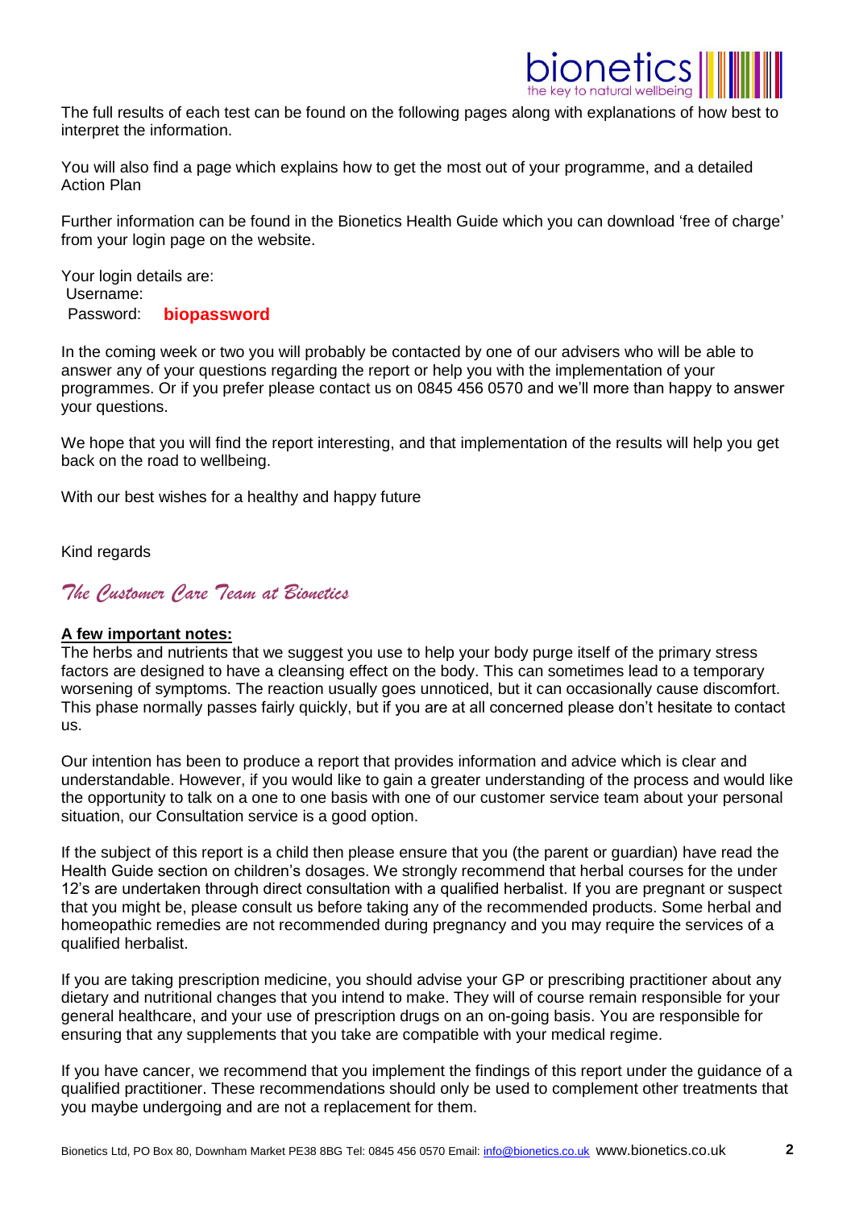The full results of each test can be found on the following pages along with explanations of how best to interpret the information.

You will also find a page which explains how to get the most out of your programme, and a detailed Action Plan

Further information can be found in the Bionetics Health Guide which you can download 'free of charge' from your login page on the website.

Your login details are:
Username:
Password: **biopassword**

In the coming week or two you will probably be contacted by one of our advisers who will be able to answer any of your questions regarding the report or help you with the implementation of your programmes. Or if you prefer please contact us on 0845 456 0570 and we'll more than happy to answer your questions.

We hope that you will find the report interesting, and that implementation of the results will help you get back on the road to wellbeing.

With our best wishes for a healthy and happy future

Kind regards

*The Customer Care Team at Bionetics*

**A few important notes:**

The herbs and nutrients that we suggest you use to help your body purge itself of the primary stress factors are designed to have a cleansing effect on the body. This can sometimes lead to a temporary worsening of symptoms. The reaction usually goes unnoticed, but it can occasionally cause discomfort. This phase normally passes fairly quickly, but if you are at all concerned please don't hesitate to contact us.

Our intention has been to produce a report that provides information and advice which is clear and understandable. However, if you would like to gain a greater understanding of the process and would like the opportunity to talk on a one to one basis with one of our customer service team about your personal situation, our Consultation service is a good option.

If the subject of this report is a child then please ensure that you (the parent or guardian) have read the Health Guide section on children's dosages. We strongly recommend that herbal courses for the under 12's are undertaken through direct consultation with a qualified herbalist. If you are pregnant or suspect that you might be, please consult us before taking any of the recommended products. Some herbal and homeopathic remedies are not recommended during pregnancy and you may require the services of a qualified herbalist.

If you are taking prescription medicine, you should advise your GP or prescribing practitioner about any dietary and nutritional changes that you intend to make. They will of course remain responsible for your general healthcare, and your use of prescription drugs on an on-going basis. You are responsible for ensuring that any supplements that you take are compatible with your medical regime.

If you have cancer, we recommend that you implement the findings of this report under the guidance of a qualified practitioner. These recommendations should only be used to complement other treatments that you maybe undergoing and are not a replacement for them.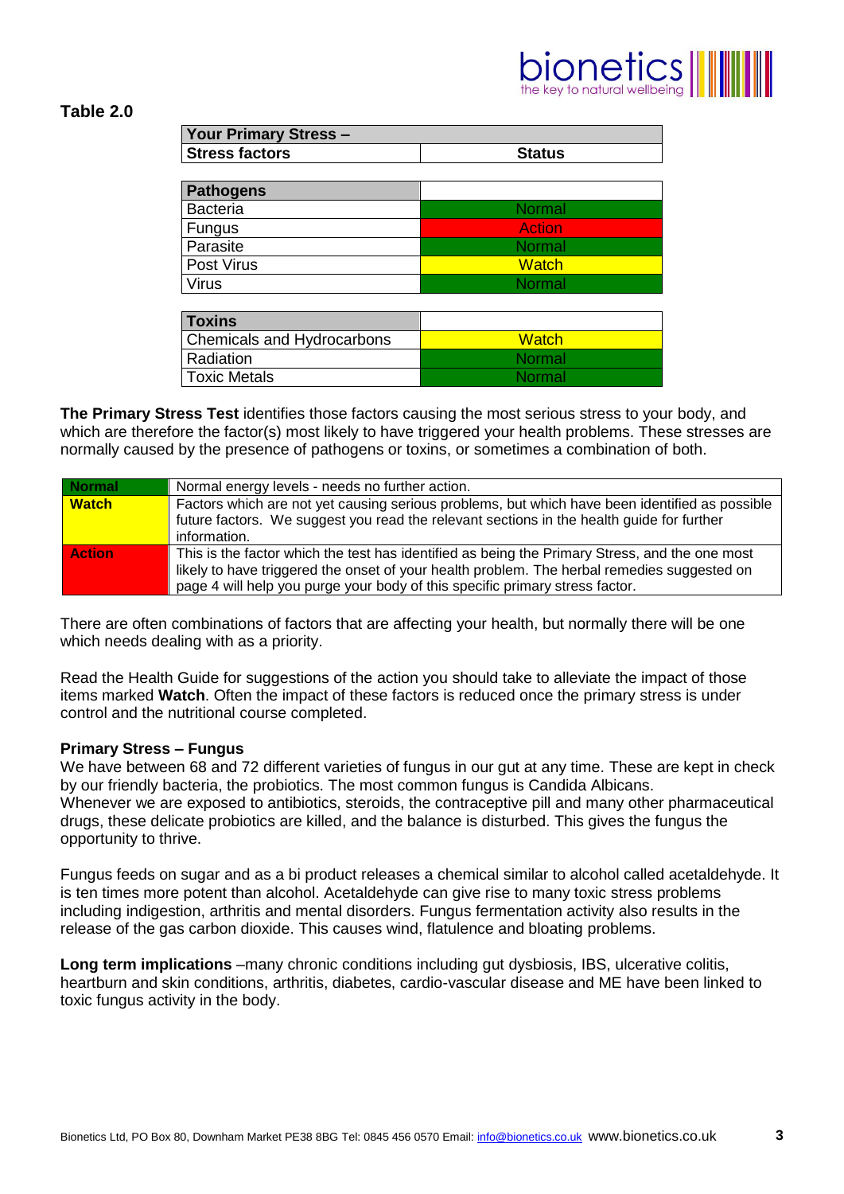**Table 2.0**

| Your Primary Stress – | |
|---|---|
| **Stress factors** | **Status** |
| **Pathogens** | |
| Bacteria | Normal |
| Fungus | Action |
| Parasite | Normal |
| Post Virus | Watch |
| Virus | Normal |
| **Toxins** | |
| Chemicals and Hydrocarbons | Watch |
| Radiation | Normal |
| Toxic Metals | Normal |

**The Primary Stress Test** identifies those factors causing the most serious stress to your body, and which are therefore the factor(s) most likely to have triggered your health problems. These stresses are normally caused by the presence of pathogens or toxins, or sometimes a combination of both.

| | |
|---|---|
| **Normal** | Normal energy levels - needs no further action. |
| **Watch** | Factors which are not yet causing serious problems, but which have been identified as possible future factors. We suggest you read the relevant sections in the health guide for further information. |
| **Action** | This is the factor which the test has identified as being the Primary Stress, and the one most likely to have triggered the onset of your health problem. The herbal remedies suggested on page 4 will help you purge your body of this specific primary stress factor. |

There are often combinations of factors that are affecting your health, but normally there will be one which needs dealing with as a priority.

Read the Health Guide for suggestions of the action you should take to alleviate the impact of those items marked **Watch**. Often the impact of these factors is reduced once the primary stress is under control and the nutritional course completed.

**Primary Stress – Fungus**

We have between 68 and 72 different varieties of fungus in our gut at any time. These are kept in check by our friendly bacteria, the probiotics. The most common fungus is Candida Albicans.
Whenever we are exposed to antibiotics, steroids, the contraceptive pill and many other pharmaceutical drugs, these delicate probiotics are killed, and the balance is disturbed. This gives the fungus the opportunity to thrive.

Fungus feeds on sugar and as a bi product releases a chemical similar to alcohol called acetaldehyde. It is ten times more potent than alcohol. Acetaldehyde can give rise to many toxic stress problems including indigestion, arthritis and mental disorders. Fungus fermentation activity also results in the release of the gas carbon dioxide. This causes wind, flatulence and bloating problems.

**Long term implications** –many chronic conditions including gut dysbiosis, IBS, ulcerative colitis, heartburn and skin conditions, arthritis, diabetes, cardio-vascular disease and ME have been linked to toxic fungus activity in the body.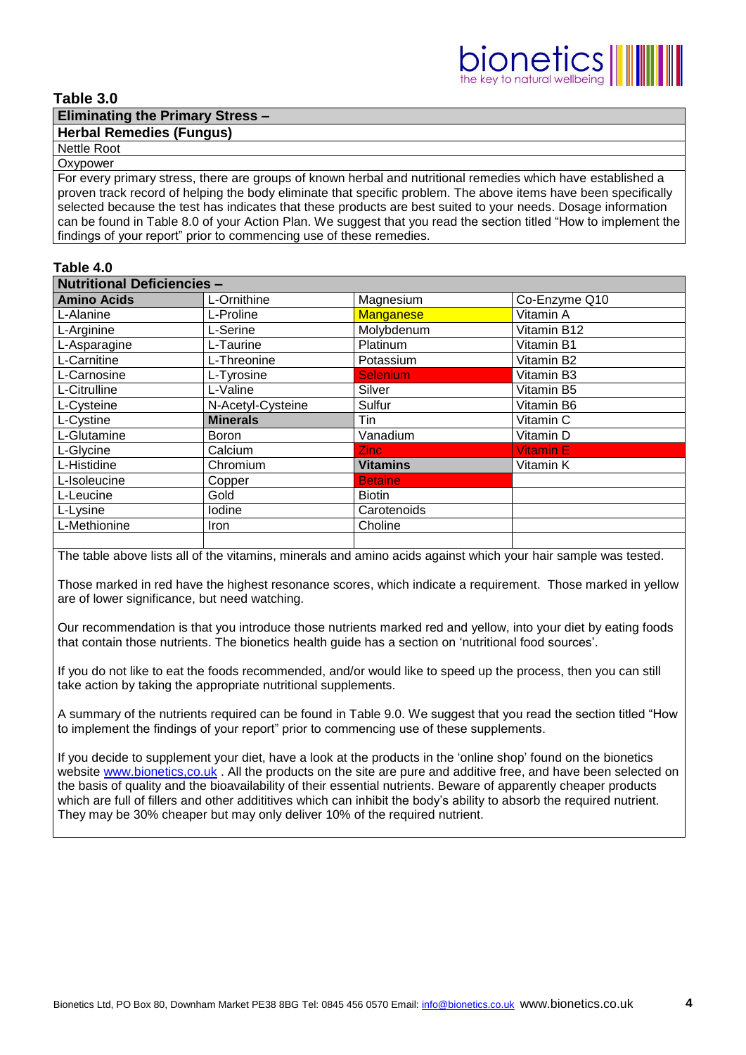**Table 3.0**

| Eliminating the Primary Stress – |
|---|
| **Herbal Remedies (Fungus)** |
| Nettle Root |
| Oxypower |
| For every primary stress, there are groups of known herbal and nutritional remedies which have established a proven track record of helping the body eliminate that specific problem. The above items have been specifically selected because the test has indicates that these products are best suited to your needs. Dosage information can be found in Table 8.0 of your Action Plan. We suggest that you read the section titled "How to implement the findings of your report" prior to commencing use of these remedies. |

**Table 4.0**

| Nutritional Deficiencies – | | | |
|---|---|---|---|
| **Amino Acids** | L-Ornithine | Magnesium | Co-Enzyme Q10 |
| L-Alanine | L-Proline | Manganese | Vitamin A |
| L-Arginine | L-Serine | Molybdenum | Vitamin B12 |
| L-Asparagine | L-Taurine | Platinum | Vitamin B1 |
| L-Carnitine | L-Threonine | Potassium | Vitamin B2 |
| L-Carnosine | L-Tyrosine | Selenium | Vitamin B3 |
| L-Citrulline | L-Valine | Silver | Vitamin B5 |
| L-Cysteine | N-Acetyl-Cysteine | Sulfur | Vitamin B6 |
| L-Cystine | **Minerals** | Tin | Vitamin C |
| L-Glutamine | Boron | Vanadium | Vitamin D |
| L-Glycine | Calcium | Zinc | Vitamin E |
| L-Histidine | Chromium | **Vitamins** | Vitamin K |
| L-Isoleucine | Copper | Betaine | |
| L-Leucine | Gold | Biotin | |
| L-Lysine | Iodine | Carotenoids | |
| L-Methionine | Iron | Choline | |

The table above lists all of the vitamins, minerals and amino acids against which your hair sample was tested.

Those marked in red have the highest resonance scores, which indicate a requirement. Those marked in yellow are of lower significance, but need watching.

Our recommendation is that you introduce those nutrients marked red and yellow, into your diet by eating foods that contain those nutrients. The bionetics health guide has a section on 'nutritional food sources'.

If you do not like to eat the foods recommended, and/or would like to speed up the process, then you can still take action by taking the appropriate nutritional supplements.

A summary of the nutrients required can be found in Table 9.0. We suggest that you read the section titled "How to implement the findings of your report" prior to commencing use of these supplements.

If you decide to supplement your diet, have a look at the products in the 'online shop' found on the bionetics website www.bionetics,co.uk . All the products on the site are pure and additive free, and have been selected on the basis of quality and the bioavailability of their essential nutrients. Beware of apparently cheaper products which are full of fillers and other addititives which can inhibit the body's ability to absorb the required nutrient. They may be 30% cheaper but may only deliver 10% of the required nutrient.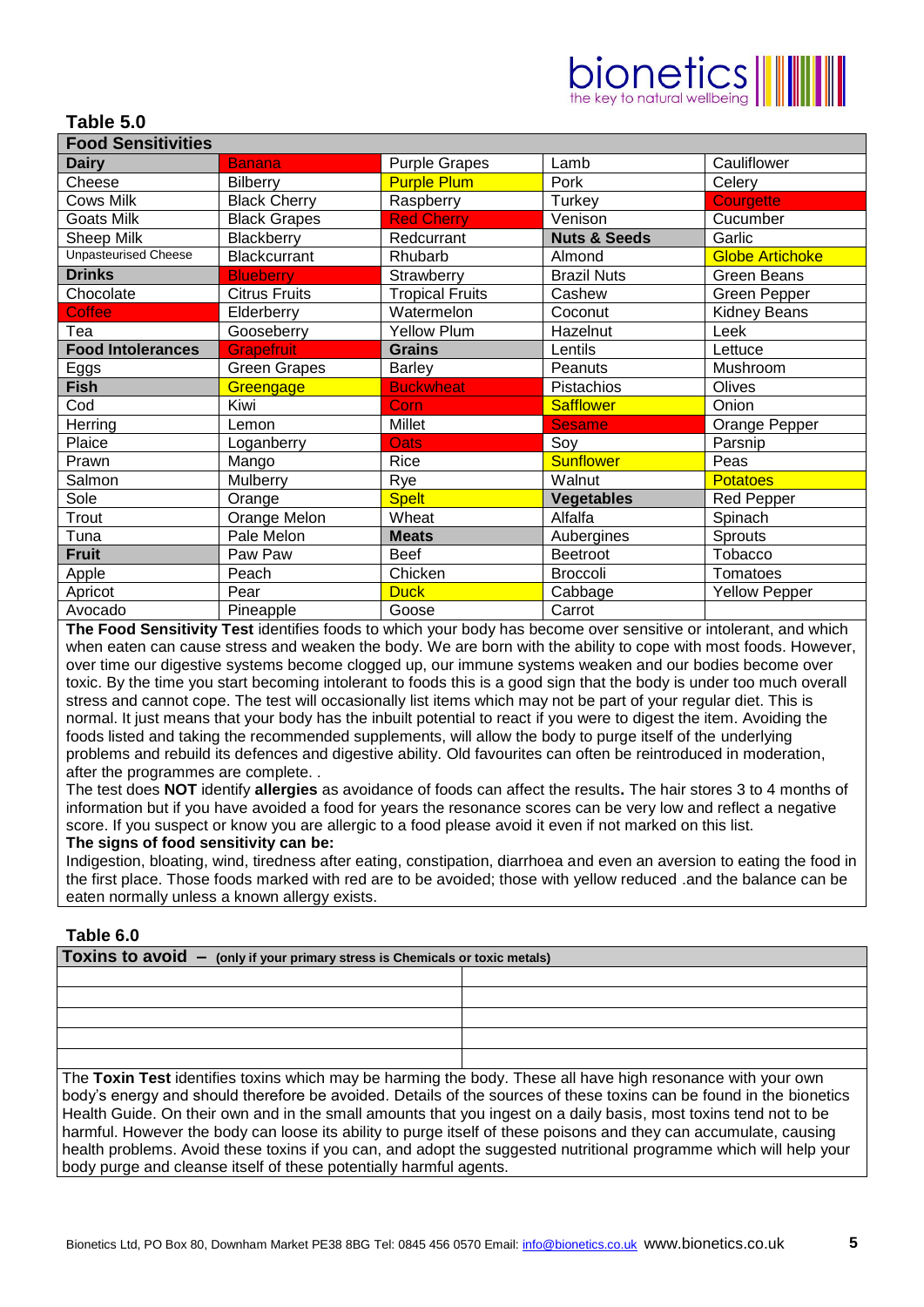### Table 5.0

| Food Sensitivities | | | | |
|---|---|---|---|---|
| **Dairy** | Banana | Purple Grapes | Lamb | Cauliflower |
| Cheese | Bilberry | Purple Plum | Pork | Celery |
| Cows Milk | Black Cherry | Raspberry | Turkey | Courgette |
| Goats Milk | Black Grapes | Red Cherry | Venison | Cucumber |
| Sheep Milk | Blackberry | Redcurrant | **Nuts & Seeds** | Garlic |
| Unpasteurised Cheese | Blackcurrant | Rhubarb | Almond | Globe Artichoke |
| **Drinks** | Blueberry | Strawberry | Brazil Nuts | Green Beans |
| Chocolate | Citrus Fruits | Tropical Fruits | Cashew | Green Pepper |
| Coffee | Elderberry | Watermelon | Coconut | Kidney Beans |
| Tea | Gooseberry | Yellow Plum | Hazelnut | Leek |
| **Food Intolerances** | Grapefruit | **Grains** | Lentils | Lettuce |
| Eggs | Green Grapes | Barley | Peanuts | Mushroom |
| **Fish** | Greengage | Buckwheat | Pistachios | Olives |
| Cod | Kiwi | Corn | Safflower | Onion |
| Herring | Lemon | Millet | Sesame | Orange Pepper |
| Plaice | Loganberry | Oats | Soy | Parsnip |
| Prawn | Mango | Rice | Sunflower | Peas |
| Salmon | Mulberry | Rye | Walnut | Potatoes |
| Sole | Orange | Spelt | **Vegetables** | Red Pepper |
| Trout | Orange Melon | Wheat | Alfalfa | Spinach |
| Tuna | Pale Melon | **Meats** | Aubergines | Sprouts |
| **Fruit** | Paw Paw | Beef | Beetroot | Tobacco |
| Apple | Peach | Chicken | Broccoli | Tomatoes |
| Apricot | Pear | Duck | Cabbage | Yellow Pepper |
| Avocado | Pineapple | Goose | Carrot | |

**The Food Sensitivity Test** identifies foods to which your body has become over sensitive or intolerant, and which when eaten can cause stress and weaken the body. We are born with the ability to cope with most foods. However, over time our digestive systems become clogged up, our immune systems weaken and our bodies become over toxic. By the time you start becoming intolerant to foods this is a good sign that the body is under too much overall stress and cannot cope. The test will occasionally list items which may not be part of your regular diet. This is normal. It just means that your body has the inbuilt potential to react if you were to digest the item. Avoiding the foods listed and taking the recommended supplements, will allow the body to purge itself of the underlying problems and rebuild its defences and digestive ability. Old favourites can often be reintroduced in moderation, after the programmes are complete. .

The test does **NOT** identify **allergies** as avoidance of foods can affect the results**.** The hair stores 3 to 4 months of information but if you have avoided a food for years the resonance scores can be very low and reflect a negative score. If you suspect or know you are allergic to a food please avoid it even if not marked on this list.

**The signs of food sensitivity can be:**

Indigestion, bloating, wind, tiredness after eating, constipation, diarrhoea and even an aversion to eating the food in the first place. Those foods marked with red are to be avoided; those with yellow reduced .and the balance can be eaten normally unless a known allergy exists.

### Table 6.0

| **Toxins to avoid – (only if your primary stress is Chemicals or toxic metals)** | |
|---|---|
| | |
| | |
| | |
| | |
| | |

The **Toxin Test** identifies toxins which may be harming the body. These all have high resonance with your own body's energy and should therefore be avoided. Details of the sources of these toxins can be found in the bionetics Health Guide. On their own and in the small amounts that you ingest on a daily basis, most toxins tend not to be harmful. However the body can loose its ability to purge itself of these poisons and they can accumulate, causing health problems. Avoid these toxins if you can, and adopt the suggested nutritional programme which will help your body purge and cleanse itself of these potentially harmful agents.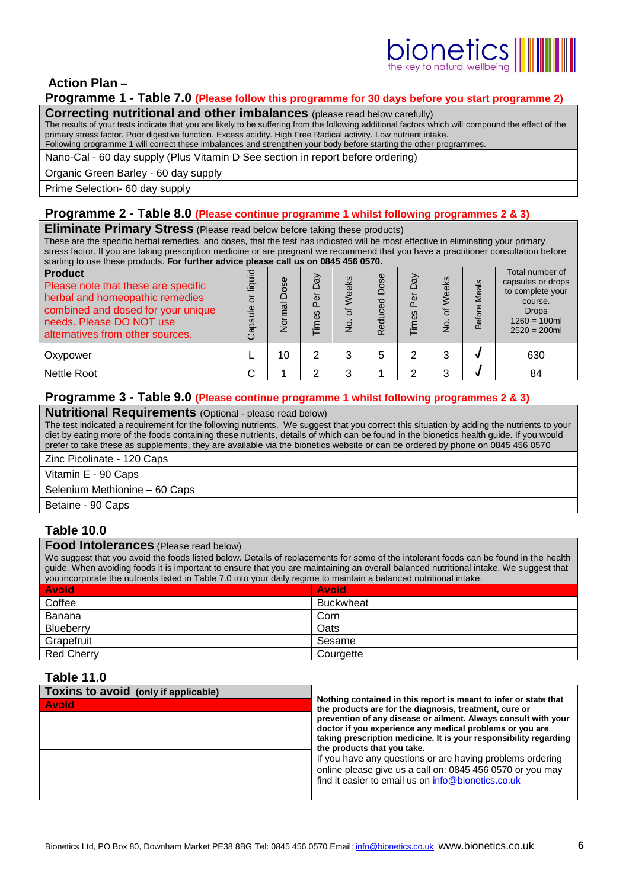## Action Plan –

### Programme 1 - Table 7.0 (Please follow this programme for 30 days before you start programme 2)

**Correcting nutritional and other imbalances** (please read below carefully)

The results of your tests indicate that you are likely to be suffering from the following additional factors which will compound the effect of the primary stress factor. Poor digestive function. Excess acidity. High Free Radical activity. Low nutrient intake.
Following programme 1 will correct these imbalances and strengthen your body before starting the other programmes.

| |
|---|
| Nano-Cal - 60 day supply (Plus Vitamin D See section in report before ordering) |
| Organic Green Barley - 60 day supply |
| Prime Selection- 60 day supply |

### Programme 2 - Table 8.0 (Please continue programme 1 whilst following programmes 2 & 3)

**Eliminate Primary Stress** (Please read below before taking these products)

These are the specific herbal remedies, and doses, that the test has indicated will be most effective in eliminating your primary stress factor. If you are taking prescription medicine or are pregnant we recommend that you have a practitioner consultation before starting to use these products. **For further advice please call us on 0845 456 0570.**

| **Product** Please note that these are specific herbal and homeopathic remedies combined and dosed for your unique needs. Please DO NOT use alternatives from other sources. | Capsule or liquid | Normal Dose | Times Per Day | No. of Weeks | Reduced Dose | Times Per Day | No. of Weeks | Before Meals | Total number of capsules or drops to complete your course. Drops 1260 = 100ml 2520 = 200ml |
|---|---|---|---|---|---|---|---|---|---|
| Oxypower | L | 10 | 2 | 3 | 5 | 2 | 3 | √ | 630 |
| Nettle Root | C | 1 | 2 | 3 | 1 | 2 | 3 | √ | 84 |

### Programme 3 - Table 9.0 (Please continue programme 1 whilst following programmes 2 & 3)

**Nutritional Requirements** (Optional - please read below)

The test indicated a requirement for the following nutrients. We suggest that you correct this situation by adding the nutrients to your diet by eating more of the foods containing these nutrients, details of which can be found in the bionetics health guide. If you would prefer to take these as supplements, they are available via the bionetics website or can be ordered by phone on 0845 456 0570

| |
|---|
| Zinc Picolinate - 120 Caps |
| Vitamin E - 90 Caps |
| Selenium Methionine – 60 Caps |
| Betaine - 90 Caps |

### Table 10.0

**Food Intolerances** (Please read below)

We suggest that you avoid the foods listed below. Details of replacements for some of the intolerant foods can be found in the health guide. When avoiding foods it is important to ensure that you are maintaining an overall balanced nutritional intake. We suggest that you incorporate the nutrients listed in Table 7.0 into your daily regime to maintain a balanced nutritional intake.

| Avoid | Avoid |
|---|---|
| Coffee | Buckwheat |
| Banana | Corn |
| Blueberry | Oats |
| Grapefruit | Sesame |
| Red Cherry | Courgette |

### Table 11.0

**Toxins to avoid** (only if applicable)

| Avoid |
|---|
| |
| |
| |
| |
| |
| |

**Nothing contained in this report is meant to infer or state that the products are for the diagnosis, treatment, cure or prevention of any disease or ailment. Always consult with your doctor if you experience any medical problems or you are taking prescription medicine. It is your responsibility regarding the products that you take.**

If you have any questions or are having problems ordering online please give us a call on: 0845 456 0570 or you may find it easier to email us on info@bionetics.co.uk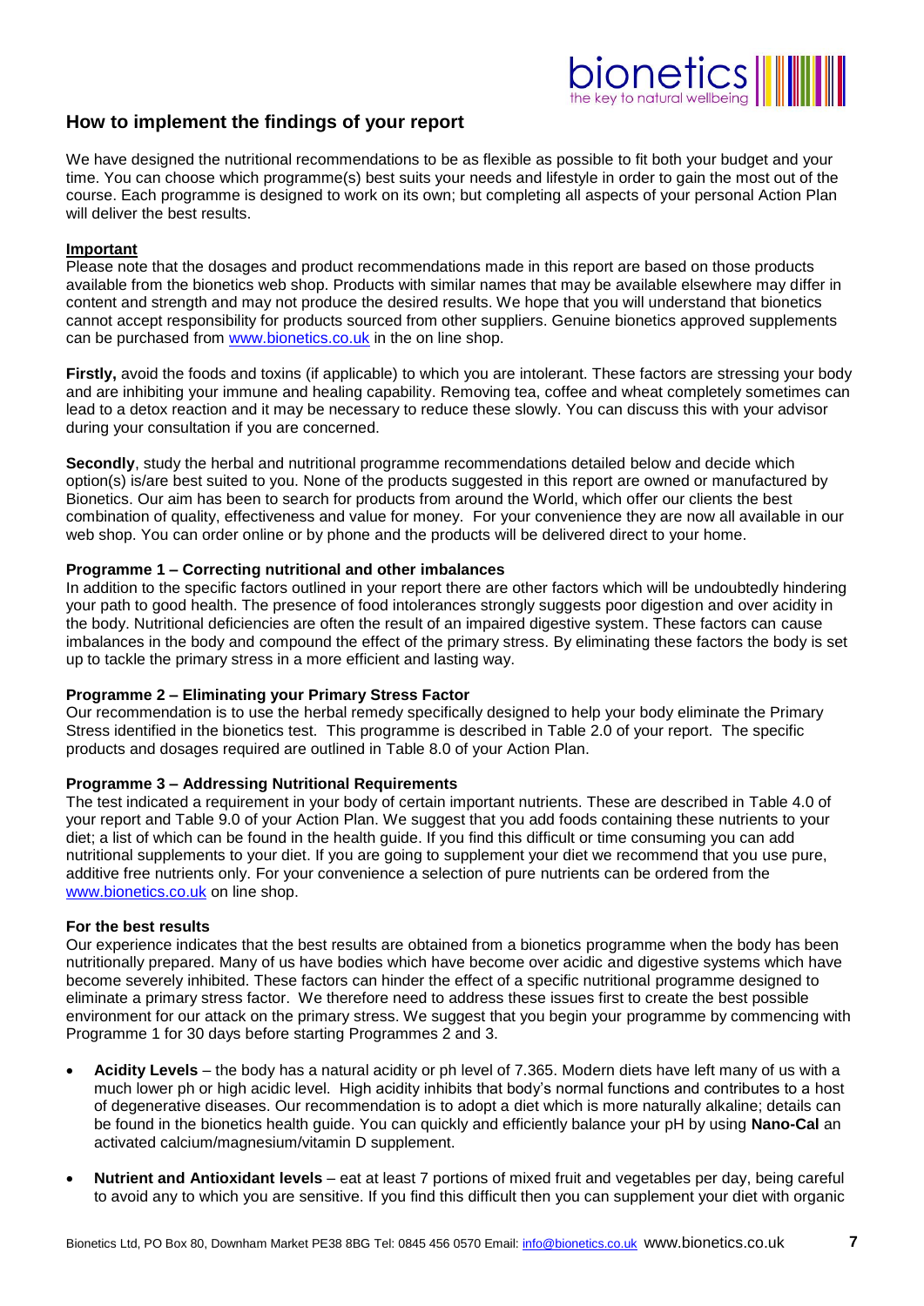## How to implement the findings of your report

We have designed the nutritional recommendations to be as flexible as possible to fit both your budget and your time. You can choose which programme(s) best suits your needs and lifestyle in order to gain the most out of the course. Each programme is designed to work on its own; but completing all aspects of your personal Action Plan will deliver the best results.

**Important**

Please note that the dosages and product recommendations made in this report are based on those products available from the bionetics web shop. Products with similar names that may be available elsewhere may differ in content and strength and may not produce the desired results. We hope that you will understand that bionetics cannot accept responsibility for products sourced from other suppliers. Genuine bionetics approved supplements can be purchased from www.bionetics.co.uk in the on line shop.

**Firstly,** avoid the foods and toxins (if applicable) to which you are intolerant. These factors are stressing your body and are inhibiting your immune and healing capability. Removing tea, coffee and wheat completely sometimes can lead to a detox reaction and it may be necessary to reduce these slowly. You can discuss this with your advisor during your consultation if you are concerned.

**Secondly**, study the herbal and nutritional programme recommendations detailed below and decide which option(s) is/are best suited to you. None of the products suggested in this report are owned or manufactured by Bionetics. Our aim has been to search for products from around the World, which offer our clients the best combination of quality, effectiveness and value for money. For your convenience they are now all available in our web shop. You can order online or by phone and the products will be delivered direct to your home.

**Programme 1 – Correcting nutritional and other imbalances**

In addition to the specific factors outlined in your report there are other factors which will be undoubtedly hindering your path to good health. The presence of food intolerances strongly suggests poor digestion and over acidity in the body. Nutritional deficiencies are often the result of an impaired digestive system. These factors can cause imbalances in the body and compound the effect of the primary stress. By eliminating these factors the body is set up to tackle the primary stress in a more efficient and lasting way.

**Programme 2 – Eliminating your Primary Stress Factor**

Our recommendation is to use the herbal remedy specifically designed to help your body eliminate the Primary Stress identified in the bionetics test. This programme is described in Table 2.0 of your report. The specific products and dosages required are outlined in Table 8.0 of your Action Plan.

**Programme 3 – Addressing Nutritional Requirements**

The test indicated a requirement in your body of certain important nutrients. These are described in Table 4.0 of your report and Table 9.0 of your Action Plan. We suggest that you add foods containing these nutrients to your diet; a list of which can be found in the health guide. If you find this difficult or time consuming you can add nutritional supplements to your diet. If you are going to supplement your diet we recommend that you use pure, additive free nutrients only. For your convenience a selection of pure nutrients can be ordered from the www.bionetics.co.uk on line shop.

**For the best results**

Our experience indicates that the best results are obtained from a bionetics programme when the body has been nutritionally prepared. Many of us have bodies which have become over acidic and digestive systems which have become severely inhibited. These factors can hinder the effect of a specific nutritional programme designed to eliminate a primary stress factor. We therefore need to address these issues first to create the best possible environment for our attack on the primary stress. We suggest that you begin your programme by commencing with Programme 1 for 30 days before starting Programmes 2 and 3.

- **Acidity Levels** – the body has a natural acidity or ph level of 7.365. Modern diets have left many of us with a much lower ph or high acidic level. High acidity inhibits that body's normal functions and contributes to a host of degenerative diseases. Our recommendation is to adopt a diet which is more naturally alkaline; details can be found in the bionetics health guide. You can quickly and efficiently balance your pH by using **Nano-Cal** an activated calcium/magnesium/vitamin D supplement.

- **Nutrient and Antioxidant levels** – eat at least 7 portions of mixed fruit and vegetables per day, being careful to avoid any to which you are sensitive. If you find this difficult then you can supplement your diet with organic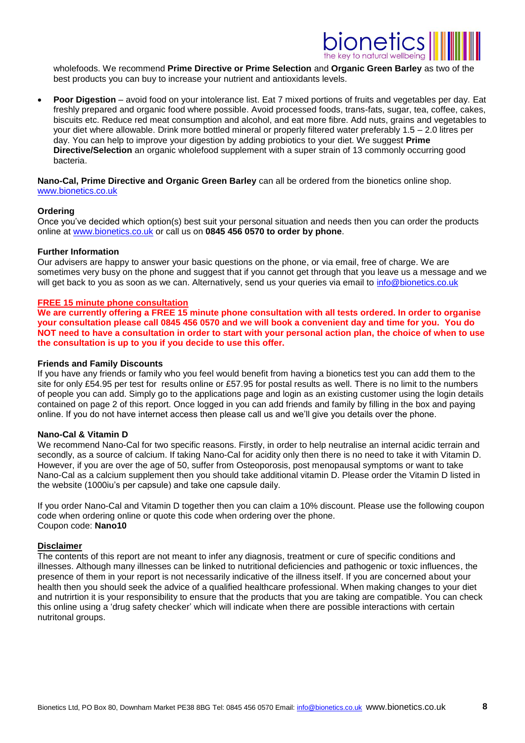wholefoods. We recommend **Prime Directive or Prime Selection** and **Organic Green Barley** as two of the best products you can buy to increase your nutrient and antioxidants levels.

- **Poor Digestion** – avoid food on your intolerance list. Eat 7 mixed portions of fruits and vegetables per day. Eat freshly prepared and organic food where possible. Avoid processed foods, trans-fats, sugar, tea, coffee, cakes, biscuits etc. Reduce red meat consumption and alcohol, and eat more fibre. Add nuts, grains and vegetables to your diet where allowable. Drink more bottled mineral or properly filtered water preferably 1.5 – 2.0 litres per day. You can help to improve your digestion by adding probiotics to your diet. We suggest **Prime Directive/Selection** an organic wholefood supplement with a super strain of 13 commonly occurring good bacteria.

**Nano-Cal, Prime Directive and Organic Green Barley** can all be ordered from the bionetics online shop. www.bionetics.co.uk

**Ordering**

Once you've decided which option(s) best suit your personal situation and needs then you can order the products online at www.bionetics.co.uk or call us on **0845 456 0570 to order by phone**.

**Further Information**

Our advisers are happy to answer your basic questions on the phone, or via email, free of charge. We are sometimes very busy on the phone and suggest that if you cannot get through that you leave us a message and we will get back to you as soon as we can. Alternatively, send us your queries via email to info@bionetics.co.uk

**FREE 15 minute phone consultation**

**We are currently offering a FREE 15 minute phone consultation with all tests ordered. In order to organise your consultation please call 0845 456 0570 and we will book a convenient day and time for you. You do NOT need to have a consultation in order to start with your personal action plan, the choice of when to use the consultation is up to you if you decide to use this offer.**

**Friends and Family Discounts**

If you have any friends or family who you feel would benefit from having a bionetics test you can add them to the site for only £54.95 per test for results online or £57.95 for postal results as well. There is no limit to the numbers of people you can add. Simply go to the applications page and login as an existing customer using the login details contained on page 2 of this report. Once logged in you can add friends and family by filling in the box and paying online. If you do not have internet access then please call us and we'll give you details over the phone.

**Nano-Cal & Vitamin D**

We recommend Nano-Cal for two specific reasons. Firstly, in order to help neutralise an internal acidic terrain and secondly, as a source of calcium. If taking Nano-Cal for acidity only then there is no need to take it with Vitamin D. However, if you are over the age of 50, suffer from Osteoporosis, post menopausal symptoms or want to take Nano-Cal as a calcium supplement then you should take additional vitamin D. Please order the Vitamin D listed in the website (1000iu's per capsule) and take one capsule daily.

If you order Nano-Cal and Vitamin D together then you can claim a 10% discount. Please use the following coupon code when ordering online or quote this code when ordering over the phone.
Coupon code: **Nano10**

**Disclaimer**

The contents of this report are not meant to infer any diagnosis, treatment or cure of specific conditions and illnesses. Although many illnesses can be linked to nutritional deficiencies and pathogenic or toxic influences, the presence of them in your report is not necessarily indicative of the illness itself. If you are concerned about your health then you should seek the advice of a qualified healthcare professional. When making changes to your diet and nutrirtion it is your responsibility to ensure that the products that you are taking are compatible. You can check this online using a 'drug safety checker' which will indicate when there are possible interactions with certain nutritonal groups.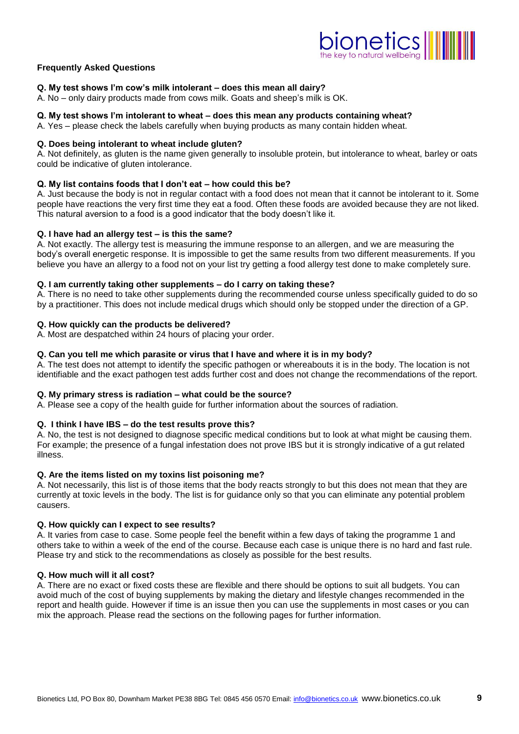## Frequently Asked Questions

**Q. My test shows I'm cow's milk intolerant – does this mean all dairy?**
A. No – only dairy products made from cows milk. Goats and sheep's milk is OK.

**Q. My test shows I'm intolerant to wheat – does this mean any products containing wheat?**
A. Yes – please check the labels carefully when buying products as many contain hidden wheat.

**Q. Does being intolerant to wheat include gluten?**
A. Not definitely, as gluten is the name given generally to insoluble protein, but intolerance to wheat, barley or oats could be indicative of gluten intolerance.

**Q. My list contains foods that I don't eat – how could this be?**
A. Just because the body is not in regular contact with a food does not mean that it cannot be intolerant to it. Some people have reactions the very first time they eat a food. Often these foods are avoided because they are not liked. This natural aversion to a food is a good indicator that the body doesn't like it.

**Q. I have had an allergy test – is this the same?**
A. Not exactly. The allergy test is measuring the immune response to an allergen, and we are measuring the body's overall energetic response. It is impossible to get the same results from two different measurements. If you believe you have an allergy to a food not on your list try getting a food allergy test done to make completely sure.

**Q. I am currently taking other supplements – do I carry on taking these?**
A. There is no need to take other supplements during the recommended course unless specifically guided to do so by a practitioner. This does not include medical drugs which should only be stopped under the direction of a GP.

**Q. How quickly can the products be delivered?**
A. Most are despatched within 24 hours of placing your order.

**Q. Can you tell me which parasite or virus that I have and where it is in my body?**
A. The test does not attempt to identify the specific pathogen or whereabouts it is in the body. The location is not identifiable and the exact pathogen test adds further cost and does not change the recommendations of the report.

**Q. My primary stress is radiation – what could be the source?**
A. Please see a copy of the health guide for further information about the sources of radiation.

**Q. I think I have IBS – do the test results prove this?**
A. No, the test is not designed to diagnose specific medical conditions but to look at what might be causing them. For example; the presence of a fungal infestation does not prove IBS but it is strongly indicative of a gut related illness.

**Q. Are the items listed on my toxins list poisoning me?**
A. Not necessarily, this list is of those items that the body reacts strongly to but this does not mean that they are currently at toxic levels in the body. The list is for guidance only so that you can eliminate any potential problem causers.

**Q. How quickly can I expect to see results?**
A. It varies from case to case. Some people feel the benefit within a few days of taking the programme 1 and others take to within a week of the end of the course. Because each case is unique there is no hard and fast rule. Please try and stick to the recommendations as closely as possible for the best results.

**Q. How much will it all cost?**
A. There are no exact or fixed costs these are flexible and there should be options to suit all budgets. You can avoid much of the cost of buying supplements by making the dietary and lifestyle changes recommended in the report and health guide. However if time is an issue then you can use the supplements in most cases or you can mix the approach. Please read the sections on the following pages for further information.